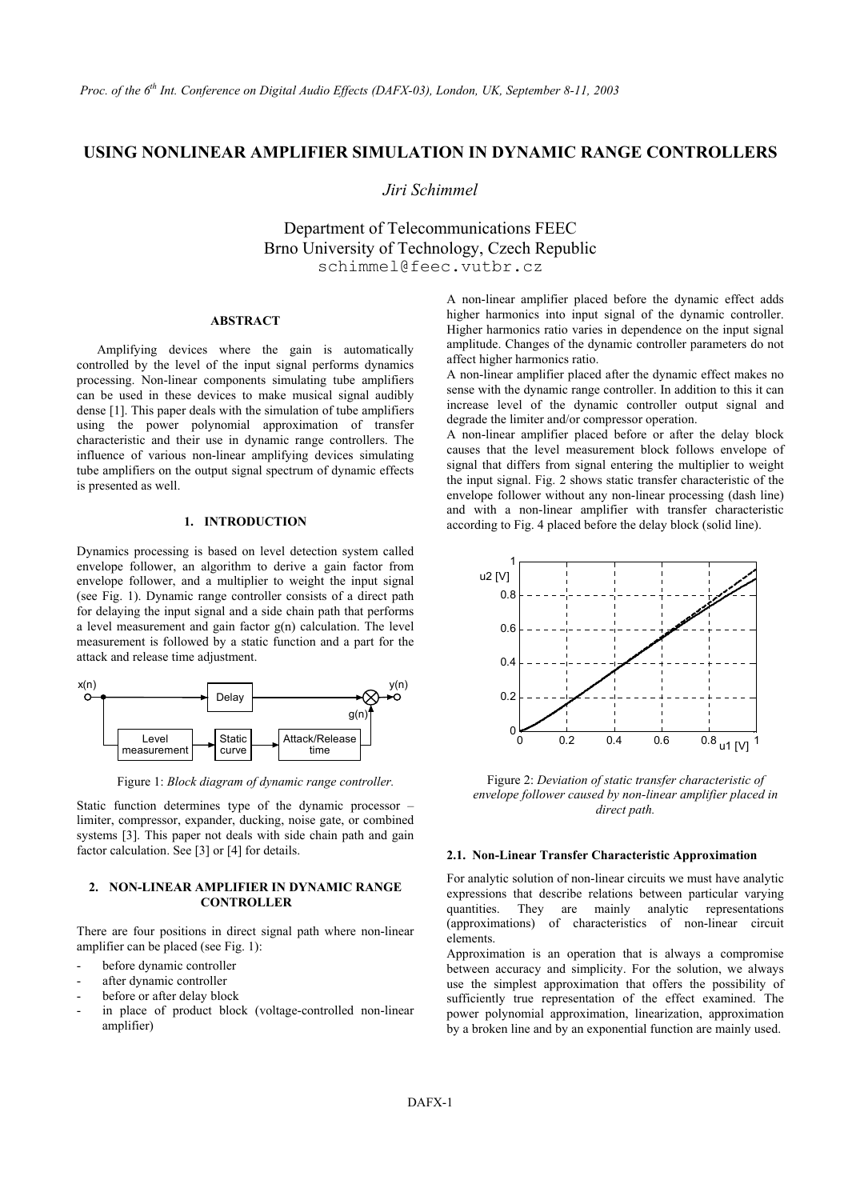# USING NONLINEAR AMPLIFIER SIMULATION IN DYNAMIC RANGE CONTROLLERS

*Jiri Schimmel*

Department of Telecommunications FEEC
Brno University of Technology, Czech Republic
schimmel@feec.vutbr.cz

## ABSTRACT

Amplifying devices where the gain is automatically controlled by the level of the input signal performs dynamics processing. Non-linear components simulating tube amplifiers can be used in these devices to make musical signal audibly dense [1]. This paper deals with the simulation of tube amplifiers using the power polynomial approximation of transfer characteristic and their use in dynamic range controllers. The influence of various non-linear amplifying devices simulating tube amplifiers on the output signal spectrum of dynamic effects is presented as well.

## 1. INTRODUCTION

Dynamics processing is based on level detection system called envelope follower, an algorithm to derive a gain factor from envelope follower, and a multiplier to weight the input signal (see Fig. 1). Dynamic range controller consists of a direct path for delaying the input signal and a side chain path that performs a level measurement and gain factor g(n) calculation. The level measurement is followed by a static function and a part for the attack and release time adjustment.

Figure 1: *Block diagram of dynamic range controller.*

Static function determines type of the dynamic processor – limiter, compressor, expander, ducking, noise gate, or combined systems [3]. This paper not deals with side chain path and gain factor calculation. See [3] or [4] for details.

## 2. NON-LINEAR AMPLIFIER IN DYNAMIC RANGE CONTROLLER

There are four positions in direct signal path where non-linear amplifier can be placed (see Fig. 1):

- before dynamic controller
- after dynamic controller
- before or after delay block
- in place of product block (voltage-controlled non-linear amplifier)

A non-linear amplifier placed before the dynamic effect adds higher harmonics into input signal of the dynamic controller. Higher harmonics ratio varies in dependence on the input signal amplitude. Changes of the dynamic controller parameters do not affect higher harmonics ratio.

A non-linear amplifier placed after the dynamic effect makes no sense with the dynamic range controller. In addition to this it can increase level of the dynamic controller output signal and degrade the limiter and/or compressor operation.

A non-linear amplifier placed before or after the delay block causes that the level measurement block follows envelope of signal that differs from signal entering the multiplier to weight the input signal. Fig. 2 shows static transfer characteristic of the envelope follower without any non-linear processing (dash line) and with a non-linear amplifier with transfer characteristic according to Fig. 4 placed before the delay block (solid line).

Figure 2: *Deviation of static transfer characteristic of envelope follower caused by non-linear amplifier placed in direct path.*

### 2.1. Non-Linear Transfer Characteristic Approximation

For analytic solution of non-linear circuits we must have analytic expressions that describe relations between particular varying quantities. They are mainly analytic representations (approximations) of characteristics of non-linear circuit elements.

Approximation is an operation that is always a compromise between accuracy and simplicity. For the solution, we always use the simplest approximation that offers the possibility of sufficiently true representation of the effect examined. The power polynomial approximation, linearization, approximation by a broken line and by an exponential function are mainly used.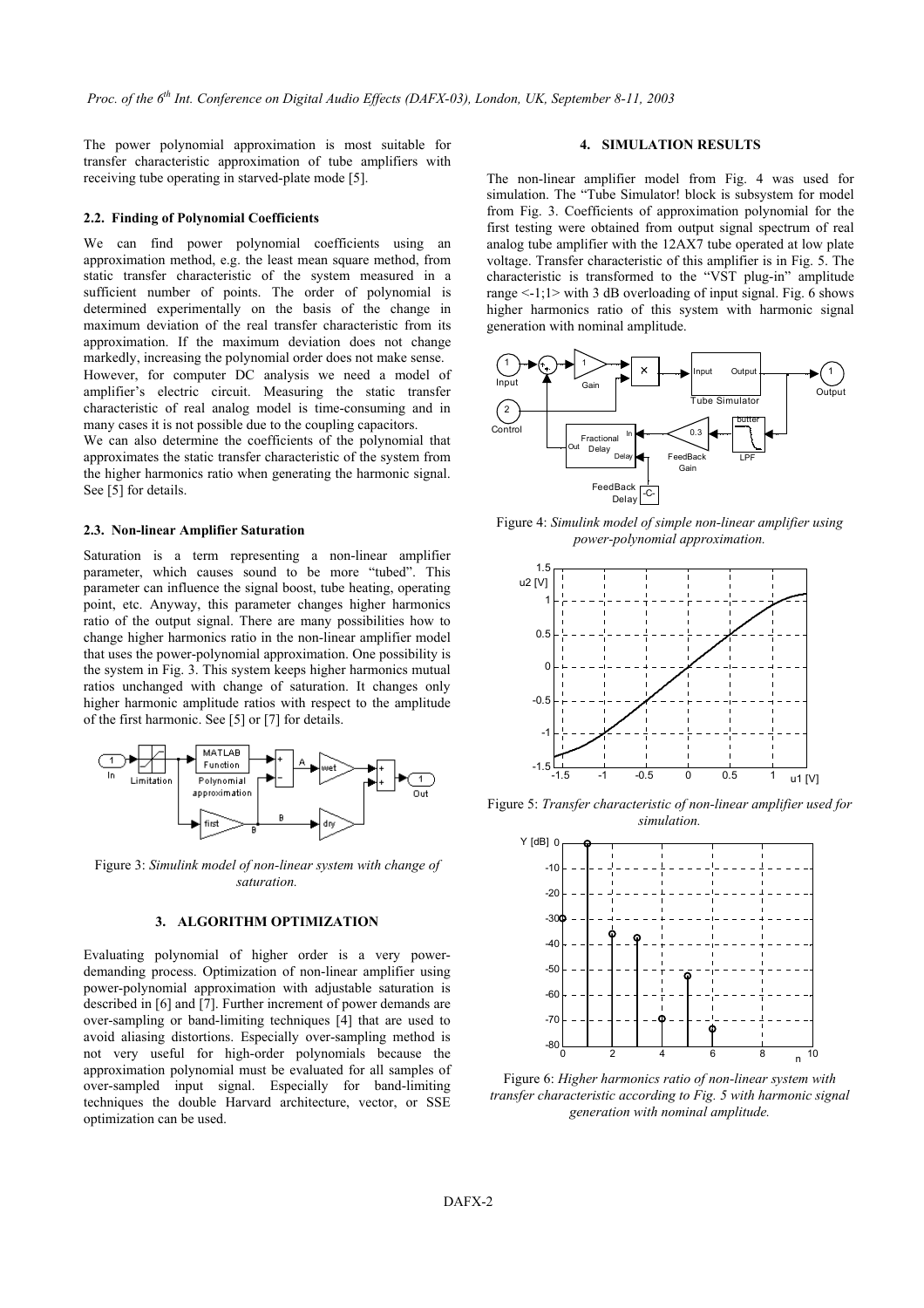The power polynomial approximation is most suitable for transfer characteristic approximation of tube amplifiers with receiving tube operating in starved-plate mode [5].

### 2.2. Finding of Polynomial Coefficients

We can find power polynomial coefficients using an approximation method, e.g. the least mean square method, from static transfer characteristic of the system measured in a sufficient number of points. The order of polynomial is determined experimentally on the basis of the change in maximum deviation of the real transfer characteristic from its approximation. If the maximum deviation does not change markedly, increasing the polynomial order does not make sense.

However, for computer DC analysis we need a model of amplifier's electric circuit. Measuring the static transfer characteristic of real analog model is time-consuming and in many cases it is not possible due to the coupling capacitors.

We can also determine the coefficients of the polynomial that approximates the static transfer characteristic of the system from the higher harmonics ratio when generating the harmonic signal. See [5] for details.

### 2.3. Non-linear Amplifier Saturation

Saturation is a term representing a non-linear amplifier parameter, which causes sound to be more "tubed". This parameter can influence the signal boost, tube heating, operating point, etc. Anyway, this parameter changes higher harmonics ratio of the output signal. There are many possibilities how to change higher harmonics ratio in the non-linear amplifier model that uses the power-polynomial approximation. One possibility is the system in Fig. 3. This system keeps higher harmonics mutual ratios unchanged with change of saturation. It changes only higher harmonic amplitude ratios with respect to the amplitude of the first harmonic. See [5] or [7] for details.

Figure 3: *Simulink model of non-linear system with change of saturation.*

## 3. ALGORITHM OPTIMIZATION

Evaluating polynomial of higher order is a very power-demanding process. Optimization of non-linear amplifier using power-polynomial approximation with adjustable saturation is described in [6] and [7]. Further increment of power demands are over-sampling or band-limiting techniques [4] that are used to avoid aliasing distortions. Especially over-sampling method is not very useful for high-order polynomials because the approximation polynomial must be evaluated for all samples of over-sampled input signal. Especially for band-limiting techniques the double Harvard architecture, vector, or SSE optimization can be used.

## 4. SIMULATION RESULTS

The non-linear amplifier model from Fig. 4 was used for simulation. The "Tube Simulator! block is subsystem for model from Fig. 3. Coefficients of approximation polynomial for the first testing were obtained from output signal spectrum of real analog tube amplifier with the 12AX7 tube operated at low plate voltage. Transfer characteristic of this amplifier is in Fig. 5. The characteristic is transformed to the "VST plug-in" amplitude range <-1;1> with 3 dB overloading of input signal. Fig. 6 shows higher harmonics ratio of this system with harmonic signal generation with nominal amplitude.

Figure 4: *Simulink model of simple non-linear amplifier using power-polynomial approximation.*

Figure 5: *Transfer characteristic of non-linear amplifier used for simulation.*

Figure 6: *Higher harmonics ratio of non-linear system with transfer characteristic according to Fig. 5 with harmonic signal generation with nominal amplitude.*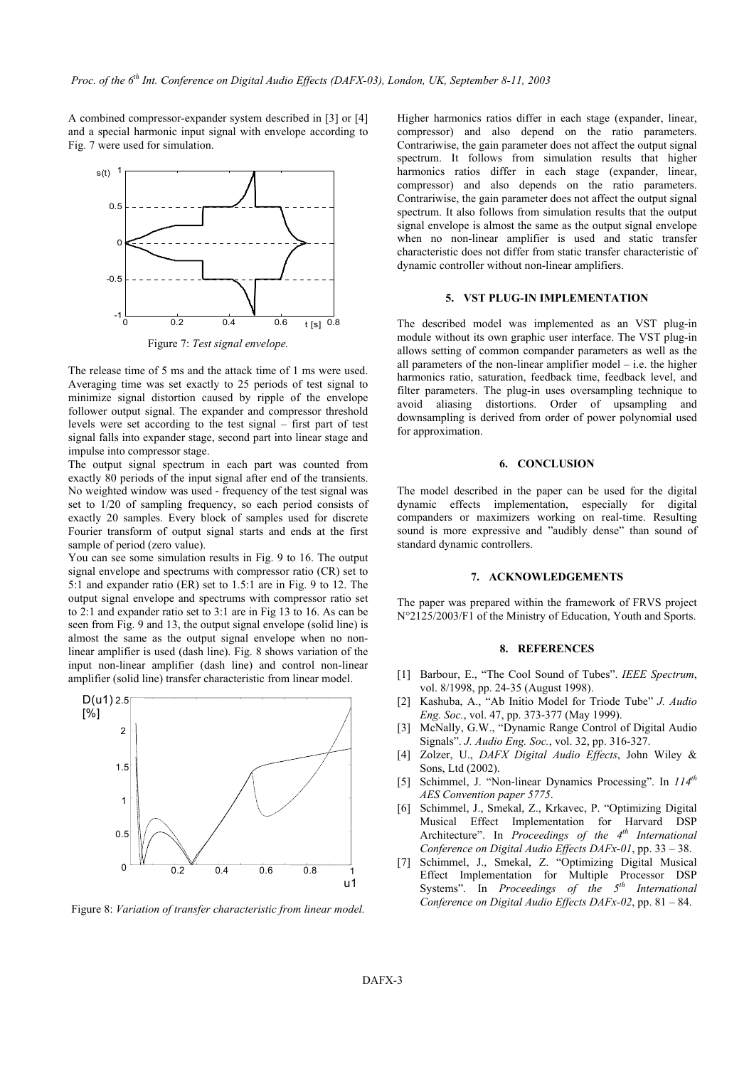A combined compressor-expander system described in [3] or [4] and a special harmonic input signal with envelope according to Fig. 7 were used for simulation.

Figure 7: *Test signal envelope.*

The release time of 5 ms and the attack time of 1 ms were used. Averaging time was set exactly to 25 periods of test signal to minimize signal distortion caused by ripple of the envelope follower output signal. The expander and compressor threshold levels were set according to the test signal – first part of test signal falls into expander stage, second part into linear stage and impulse into compressor stage.

The output signal spectrum in each part was counted from exactly 80 periods of the input signal after end of the transients. No weighted window was used - frequency of the test signal was set to 1/20 of sampling frequency, so each period consists of exactly 20 samples. Every block of samples used for discrete Fourier transform of output signal starts and ends at the first sample of period (zero value).

You can see some simulation results in Fig. 9 to 16. The output signal envelope and spectrums with compressor ratio (CR) set to 5:1 and expander ratio (ER) set to 1.5:1 are in Fig. 9 to 12. The output signal envelope and spectrums with compressor ratio set to 2:1 and expander ratio set to 3:1 are in Fig 13 to 16. As can be seen from Fig. 9 and 13, the output signal envelope (solid line) is almost the same as the output signal envelope when no non-linear amplifier is used (dash line). Fig. 8 shows variation of the input non-linear amplifier (dash line) and control non-linear amplifier (solid line) transfer characteristic from linear model.

Figure 8: *Variation of transfer characteristic from linear model.*

Higher harmonics ratios differ in each stage (expander, linear, compressor) and also depend on the ratio parameters. Contrariwise, the gain parameter does not affect the output signal spectrum. It follows from simulation results that higher harmonics ratios differ in each stage (expander, linear, compressor) and also depends on the ratio parameters. Contrariwise, the gain parameter does not affect the output signal spectrum. It also follows from simulation results that the output signal envelope is almost the same as the output signal envelope when no non-linear amplifier is used and static transfer characteristic does not differ from static transfer characteristic of dynamic controller without non-linear amplifiers.

## 5. VST PLUG-IN IMPLEMENTATION

The described model was implemented as an VST plug-in module without its own graphic user interface. The VST plug-in allows setting of common compander parameters as well as the all parameters of the non-linear amplifier model – i.e. the higher harmonics ratio, saturation, feedback time, feedback level, and filter parameters. The plug-in uses oversampling technique to avoid aliasing distortions. Order of upsampling and downsampling is derived from order of power polynomial used for approximation.

## 6. CONCLUSION

The model described in the paper can be used for the digital dynamic effects implementation, especially for digital companders or maximizers working on real-time. Resulting sound is more expressive and "audibly dense" than sound of standard dynamic controllers.

## 7. ACKNOWLEDGEMENTS

The paper was prepared within the framework of FRVS project N°2125/2003/F1 of the Ministry of Education, Youth and Sports.

## 8. REFERENCES

[1] Barbour, E., "The Cool Sound of Tubes". *IEEE Spectrum*, vol. 8/1998, pp. 24-35 (August 1998).

[2] Kashuba, A., "Ab Initio Model for Triode Tube" *J. Audio Eng. Soc.*, vol. 47, pp. 373-377 (May 1999).

[3] McNally, G.W., "Dynamic Range Control of Digital Audio Signals". *J. Audio Eng. Soc.*, vol. 32, pp. 316-327.

[4] Zolzer, U., *DAFX Digital Audio Effects*, John Wiley & Sons, Ltd (2002).

[5] Schimmel, J. "Non-linear Dynamics Processing". In *114th AES Convention paper 5775*.

[6] Schimmel, J., Smekal, Z., Krkavec, P. "Optimizing Digital Musical Effect Implementation for Harvard DSP Architecture". In *Proceedings of the 4th International Conference on Digital Audio Effects DAFx-01*, pp. 33 – 38.

[7] Schimmel, J., Smekal, Z. "Optimizing Digital Musical Effect Implementation for Multiple Processor DSP Systems". In *Proceedings of the 5th International Conference on Digital Audio Effects DAFx-02*, pp. 81 – 84.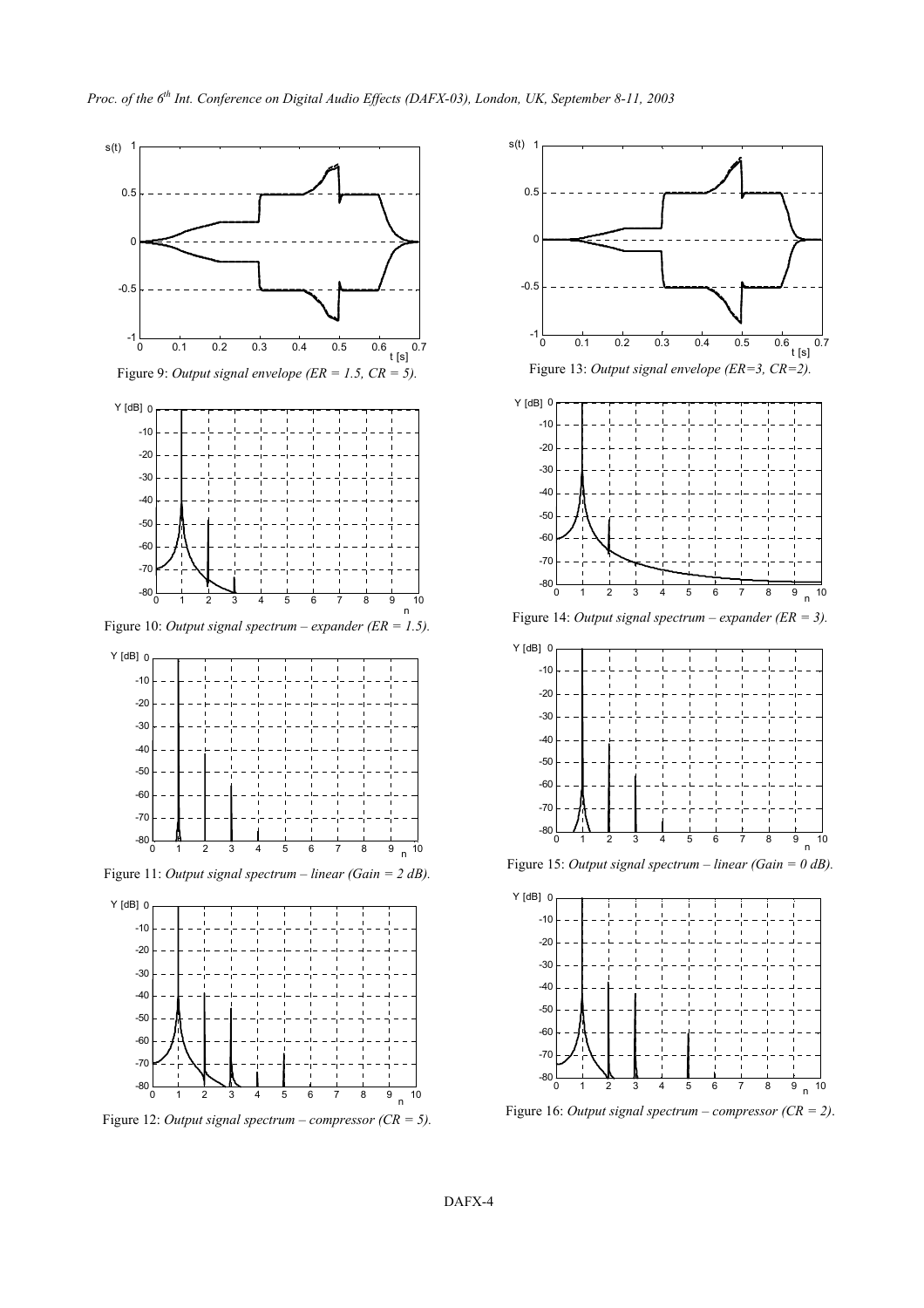s(t)
1
0.5
0
-0.5
-1
0 0.1 0.2 0.3 0.4 0.5 0.6 0.7
t [s]

Figure 9: *Output signal envelope (ER = 1.5, CR = 5).*

Y [dB]
0
-10
-20
-30
-40
-50
-60
-70
-80
0 1 2 3 4 5 6 7 8 9 10
n

Figure 10: *Output signal spectrum – expander (ER = 1.5).*

Y [dB]
0
-10
-20
-30
-40
-50
-60
-70
-80
0 1 2 3 4 5 6 7 8 9 10
n

Figure 11: *Output signal spectrum – linear (Gain = 2 dB).*

Y [dB]
0
-10
-20
-30
-40
-50
-60
-70
-80
0 1 2 3 4 5 6 7 8 9 10
n

Figure 12: *Output signal spectrum – compressor (CR = 5).*

s(t)
1
0.5
0
-0.5
-1
0 0.1 0.2 0.3 0.4 0.5 0.6 0.7
t [s]

Figure 13: *Output signal envelope (ER=3, CR=2).*

Y [dB]
0
-10
-20
-30
-40
-50
-60
-70
-80
0 1 2 3 4 5 6 7 8 9 10
n

Figure 14: *Output signal spectrum – expander (ER = 3).*

Y [dB]
0
-10
-20
-30
-40
-50
-60
-70
-80
0 1 2 3 4 5 6 7 8 9 10
n

Figure 15: *Output signal spectrum – linear (Gain = 0 dB).*

Y [dB]
0
-10
-20
-30
-40
-50
-60
-70
-80
0 1 2 3 4 5 6 7 8 9 10
n

Figure 16: *Output signal spectrum – compressor (CR = 2).*